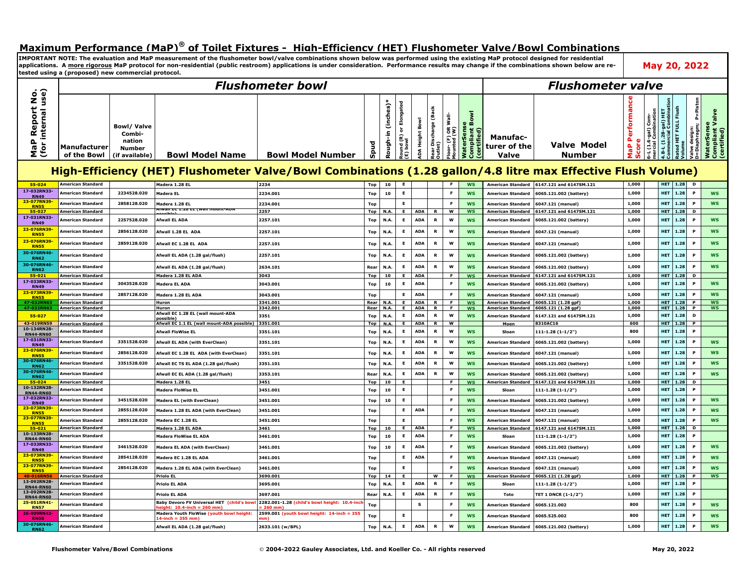# Maximum Performance (MaP)® of Toilet Fixtures - High-Efficiency (HET) Flushometer Valve/Bowl Combinations

**IMPORTANT NOTE: The evaluation and MaP measurement of the flushometer bowl/valve combinations shown below was performed using the existing MaP protocol designed for residential applications. A more rigorous MaP protocol for non-residential (public restroom) applications is under consideration. Performance results may change if the combinations shown below are re-tested using a (proposed) new commercial protocol.**

**May 20, 2022**

| MaP Report No. (for internal use) | *Flushometer bowl* | | | | | | | | | | | | *Flushometer valve* | | | | | | | | |
|---|---|---|---|---|---|---|---|---|---|---|---|---|---|---|---|---|---|---|---|---|
| | Manufacturer of the Bowl | Bowl/ Valve Combi-nation Number (if available) | Bowl Model Name | Bowl Model Number | Spud | Rough-in (inches)* | Round (R) or Elongated (E) bowl | ADA Height Bowl | Rear Discharge (Back Outlet) | Floor- (F) OR Wall-Mounted (W) | WaterSense Compliant Bowl (certified) | Manufac-turer of the Valve | Valve Model Number | MaP Performance Score | 6-L (1.6-gal) Commercial Combination | 4.8-L (1.28-gal) HET Commercial Combination | Rated HET FULL Flush Volume | Valve design: D=Diaphragm; P=Piston | WaterSense Compliant Valve (certified) |
| **High-Efficiency (HET) Flushometer Valve/Bowl Combinations (1.28 gallon/4.8 litre max Effective Flush Volume)** | | | | | | | | | | | | | | | | | | | |
| 55-024 | American Standard | | Madera 1.28 EL | 2234 | Top | 10 | E | | | F | WS | American Standard | 6147.121 and 6147SM.121 | 1,000 | | HET | 1.28 | D | |
| 17-032RN33-RN49 | American Standard | 2234528.020 | Madera EL | 2234.001 | Top | 10 | E | | | F | WS | American Standard | 6065.121.002 (battery) | 1,000 | | HET | 1.28 | P | WS |
| 23-077RN39-RN55 | American Standard | 2858128.020 | Madera 1.28 EL | 2234.001 | Top | | E | | | F | WS | American Standard | 6047.121 (manual) | 1,000 | | HET | 1.28 | P | WS |
| 55-027 | American Standard | | Afwall EC 1.28 EL (wall mount-ADA possible) | 2257 | Top | N.A. | E | ADA | R | W | WS | American Standard | 6147.121 and 6147SM.121 | 1,000 | | HET | 1.28 | D | |
| 17-031RN33-RN49 | American Standard | 2257528.020 | Afwall EL ADA | 2257.101 | Top | N.A. | E | ADA | R | W | WS | American Standard | 6065.121.002 (battery) | 1,000 | | HET | 1.28 | P | WS |
| 23-076RN39-RN55 | American Standard | 2856128.020 | Afwall 1.28 EL ADA | 2257.101 | Top | N.A. | E | ADA | R | W | WS | American Standard | 6047.121 (manual) | 1,000 | | HET | 1.28 | P | WS |
| 23-076RN39-RN55 | American Standard | 2859128.020 | Afwall EC 1.28 EL ADA | 2257.101 | Top | N.A. | E | ADA | R | W | WS | American Standard | 6047.121 (manual) | 1,000 | | HET | 1.28 | P | WS |
| 30-076RN46-RN62 | American Standard | | Afwall EL ADA (1.28 gal/flush) | 2257.101 | Top | N.A. | E | ADA | R | W | WS | American Standard | 6065.121.002 (battery) | 1,000 | | HET | 1.28 | P | WS |
| 30-076RN46-RN62 | American Standard | | Afwall EL ADA (1.28 gal/flush) | 2634.101 | Rear | N.A. | E | ADA | R | W | WS | American Standard | 6065.121.002 (battery) | 1,000 | | HET | 1.28 | P | WS |
| 55-021 | American Standard | | Madera 1.28 EL ADA | 3043 | Top | 10 | E | ADA | | F | WS | American Standard | 6147.121 and 6147SM.121 | 1,000 | | HET | 1.28 | D | |
| 17-033RN33-RN49 | American Standard | 3043528.020 | Madera EL ADA | 3043.001 | Top | 10 | E | ADA | | F | WS | American Standard | 6065.121.002 (battery) | 1,000 | | HET | 1.28 | P | WS |
| 23-073RN39-RN55 | American Standard | 2857128.020 | Madera 1.28 EL ADA | 3043.001 | Top | | E | ADA | | F | WS | American Standard | 6047.121 (manual) | 1,000 | | HET | 1.28 | P | WS |
| 47-032RN63 | American Standard | | Huron | 3341.001 | Rear | N.A. | E | ADA | R | F | WS | American Standard | 6065.121 (1.28 gpf) | 1,000 | | HET | 1.28 | P | WS |
| 47-032RN63 | American Standard | | Huron | 3342.001 | Rear | N.A. | E | ADA | R | F | WS | American Standard | 6065.121 (1.28 gpf) | 1,000 | | HET | 1.28 | P | WS |
| 55-027 | American Standard | | Afwall EC 1.28 EL (wall mount-ADA possible) | 3351 | Top | N.A. | E | ADA | R | W | WS | American Standard | 6147.121 and 6147SM.121 | 1,000 | | HET | 1.28 | D | |
| 43-019RN59 | American Standard | | Afwall EC 1.1 EL (wall mount-ADA possible) | 3351.001 | Top | N.A. | E | ADA | R | W | | Moen | 8310AC16 | 600 | | HET | 1.28 | P | |
| 10-134RN28-RN44-RN60 | American Standard | | Afwall FloWise EL | 3351.101 | Top | N.A. | E | ADA | R | W | WS | Sloan | 111-1.28 (1-1/2") | 800 | | HET | 1.28 | P | |
| 17-031RN33-RN49 | American Standard | 3351528.020 | Afwall EL ADA (with EverClean) | 3351.101 | Top | N.A. | E | ADA | R | W | WS | American Standard | 6065.121.002 (battery) | 1,000 | | HET | 1.28 | P | WS |
| 23-076RN39-RN55 | American Standard | 2856128.020 | Afwall EC 1.28 EL ADA (with EverClean) | 3351.101 | Top | N.A. | E | ADA | R | W | WS | American Standard | 6047.121 (manual) | 1,000 | | HET | 1.28 | P | WS |
| 30-076RN46-RN62 | American Standard | 3351528.020 | Afwall EC TS EL ADA (1.28 gal/flush) | 3351.101 | Top | N.A. | E | ADA | R | W | WS | American Standard | 6065.121.002 (battery) | 1,000 | | HET | 1.28 | P | WS |
| 30-076RN46-RN62 | American Standard | | Afwall EC EL ADA (1.28 gal/flush) | 3353.101 | Rear | N.A. | E | ADA | R | W | WS | American Standard | 6065.121.002 (battery) | 1,000 | | HET | 1.28 | P | WS |
| 55-024 | American Standard | | Madera 1.28 EL | 3451 | Top | 10 | E | | | F | WS | American Standard | 6147.121 and 6147SM.121 | 1,000 | | HET | 1.28 | D | |
| 10-132RN28-RN44-RN60 | American Standard | | Madera FloWise EL | 3451.001 | Top | 10 | E | | | F | WS | Sloan | 111-1.28 (1-1/2") | 1,000 | | HET | 1.28 | P | |
| 17-032RN33-RN49 | American Standard | 3451528.020 | Madera EL (with EverClean) | 3451.001 | Top | 10 | E | | | F | WS | American Standard | 6065.121.002 (battery) | 1,000 | | HET | 1.28 | P | WS |
| 23-073RN39-RN55 | American Standard | 2855128.020 | Madera 1.28 EL ADA (with EverClean) | 3451.001 | Top | | E | ADA | | F | WS | American Standard | 6047.121 (manual) | 1,000 | | HET | 1.28 | P | WS |
| 23-077RN39-RN55 | American Standard | 2855128.020 | Madera EC 1.28 EL | 3451.001 | Top | | E | | | F | WS | American Standard | 6047.121 (manual) | 1,000 | | HET | 1.28 | P | WS |
| 55-021 | American Standard | | Madera 1.28 EL ADA | 3461 | Top | 10 | E | ADA | | F | WS | American Standard | 6147.121 and 6147SM.121 | 1,000 | | HET | 1.28 | D | |
| 10-133RN28-RN44-RN60 | American Standard | | Madera FloWise EL ADA | 3461.001 | Top | 10 | E | ADA | | F | WS | Sloan | 111-1.28 (1-1/2") | 1,000 | | HET | 1.28 | P | |
| 17-033RN33-RN49 | American Standard | 3461528.020 | Madera EL ADA (with EverClean) | 3461.001 | Top | 10 | E | ADA | | F | WS | American Standard | 6065.121.002 (battery) | 1,000 | | HET | 1.28 | P | WS |
| 23-073RN39-RN55 | American Standard | 2854128.020 | Madera EC 1.28 EL ADA | 3461.001 | Top | | E | ADA | | F | WS | American Standard | 6047.121 (manual) | 1,000 | | HET | 1.28 | P | WS |
| 23-077RN39-RN55 | American Standard | 2854128.020 | Madera 1.28 EL ADA (with EverClean) | 3461.001 | Top | | E | | | F | WS | American Standard | 6047.121 (manual) | 1,000 | | HET | 1.28 | P | WS |
| 40-016RN56 | American Standard | | Priolo EL | 3690.001 | Top | 14 | E | | W | F | WS | American Standard | 6065.121 (1.28 gpf) | 1,000 | | HET | 1.28 | P | WS |
| 13-092RN28-RN44-RN60 | American Standard | | Priolo EL ADA | 3695.001 | Top | N.A. | E | ADA | R | F | WS | Sloan | 111-1.28 (1-1/2") | 1,000 | | HET | 1.28 | P | |
| 13-092RN28-RN44-RN60 | American Standard | | Priolo EL ADA | 3697.001 | Rear | N.A. | E | ADA | R | F | WS | Toto | TET 1 DNCR (1-1/2") | 1,000 | | HET | 1.28 | P | |
| 25-051RN41-RN57 | American Standard | | Baby Devoro FV Universal HET (child's bowl height: 10.4-inch = 260 mm) | 2282.001-1.28 (child's bowl height: 10.4-inch = 260 mm) | Top | | | S | | F | WS | American Standard | 6065.121.002 | 800 | | HET | 1.28 | P | WS |
| 26-009RN42-RN58 | American Standard | | Madera Youth FloWise (youth bowl height: 14-inch = 355 mm) | 2599.001 (youth bowl height: 14-inch = 355 mm) | Top | | E | | | F | WS | American Standard | 6065.525.002 | 800 | | HET | 1.28 | P | WS |
| 30-076RN46-RN62 | American Standard | | Afwall EL ADA (1.28 gal/flush) | 2633.101 (w/BPL) | Top | N.A. | E | ADA | R | W | WS | American Standard | 6065.121.002 (battery) | 1,000 | | HET | 1.28 | P | WS |

Flushometer Valve/Bowl Combinations — © 2004-2022 Gauley Associates, Ltd. and Koeller Co. - All rights reserved — May 20, 2022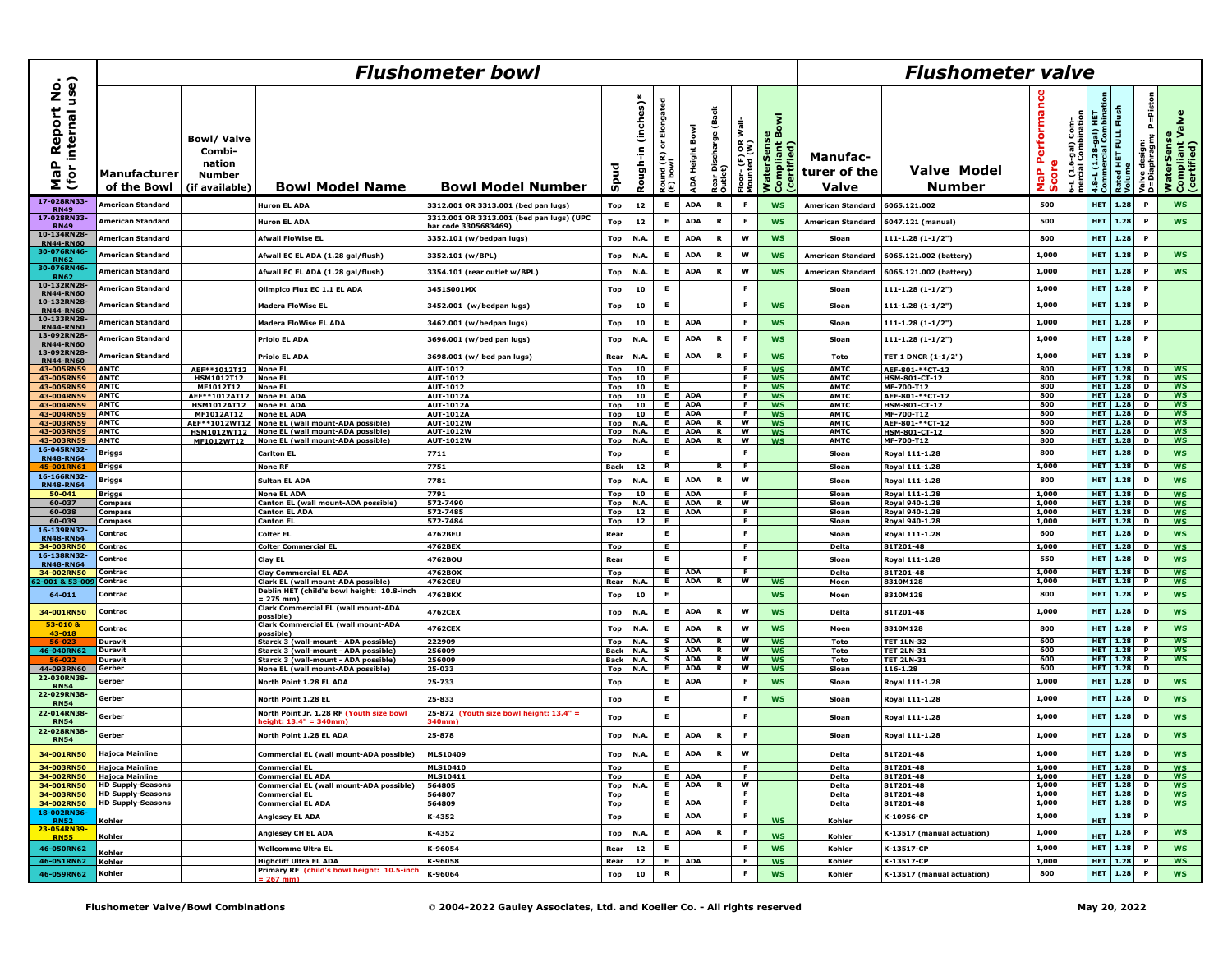| MaP Report No. (for internal use) | Flushometer bowl | | | | | | | | | | | | Flushometer valve | | | | | | | | |
|---|---|---|---|---|---|---|---|---|---|---|---|---|---|---|---|---|---|---|---|---|---|
| | Manufacturer of the Bowl | Bowl/ Valve Combi-nation Number (if available) | Bowl Model Name | Bowl Model Number | Spud | Rough-in (inches)* | Round (R) or Elongated (E) bowl | ADA Height Bowl | Rear Discharge (Back Outlet) | Floor- (F) OR Wall-Mounted (W) | WaterSense Compliant Bowl (certified) | Manufac-turer of the Valve | Valve Model Number | MaP Performance Score | 6-L (1.6-gal) Com-mercial Combination | 4.8-L (1.28-gal) HET Commercial Combination | Rated HET FULL Flush Volume | Valve design: D=Diaphragm; P=Piston | WaterSense Compliant Valve (certified) |
| 17-028RN33-RN49 | American Standard | | Huron EL ADA | 3312.001 OR 3313.001 (bed pan lugs) | Top | 12 | E | ADA | R | F | WS | American Standard | 6065.121.002 | 500 | | HET | 1.28 | P | WS |
| 17-028RN33-RN49 | American Standard | | Huron EL ADA | 3312.001 OR 3313.001 (bed pan lugs) (UPC bar code 3305683469) | Top | 12 | E | ADA | R | F | WS | American Standard | 6047.121 (manual) | 500 | | HET | 1.28 | P | WS |
| 10-134RN28-RN44-RN60 | American Standard | | Afwall FloWise EL | 3352.101 (w/bedpan lugs) | Top | N.A. | E | ADA | R | W | WS | Sloan | 111-1.28 (1-1/2") | 800 | | HET | 1.28 | P | |
| 30-076RN46-RN62 | American Standard | | Afwall EC EL ADA (1.28 gal/flush) | 3352.101 (w/BPL) | Top | N.A. | E | ADA | R | W | WS | American Standard | 6065.121.002 (battery) | 1,000 | | HET | 1.28 | P | WS |
| 30-076RN46-RN62 | American Standard | | Afwall EC EL ADA (1.28 gal/flush) | 3354.101 (rear outlet w/BPL) | Top | N.A. | E | ADA | R | W | WS | American Standard | 6065.121.002 (battery) | 1,000 | | HET | 1.28 | P | WS |
| 10-132RN28-RN44-RN60 | American Standard | | Olimpico Flux EC 1.1 EL ADA | 3451S001MX | Top | 10 | E | | | F | | Sloan | 111-1.28 (1-1/2") | 1,000 | | HET | 1.28 | P | |
| 10-132RN28-RN44-RN60 | American Standard | | Madera FloWise EL | 3452.001 (w/bedpan lugs) | Top | 10 | E | | | F | WS | Sloan | 111-1.28 (1-1/2") | 1,000 | | HET | 1.28 | P | |
| 10-133RN28-RN44-RN60 | American Standard | | Madera FloWise EL ADA | 3462.001 (w/bedpan lugs) | Top | 10 | E | ADA | | F | WS | Sloan | 111-1.28 (1-1/2") | 1,000 | | HET | 1.28 | P | |
| 13-092RN28-RN44-RN60 | American Standard | | Priolo EL ADA | 3696.001 (w/bed pan lugs) | Top | N.A. | E | ADA | R | F | WS | Sloan | 111-1.28 (1-1/2") | 1,000 | | HET | 1.28 | P | |
| 13-092RN28-RN44-RN60 | American Standard | | Priolo EL ADA | 3698.001 (w/ bed pan lugs) | Rear | N.A. | E | ADA | R | F | WS | Toto | TET 1 DNCR (1-1/2") | 1,000 | | HET | 1.28 | P | |
| 43-005RN59 | AMTC | AEF**1012T12 | None EL | AUT-1012 | Top | 10 | E | | | F | WS | AMTC | AEF-801-**CT-12 | 800 | | HET | 1.28 | D | WS |
| 43-005RN59 | AMTC | HSM1012T12 | None EL | AUT-1012 | Top | 10 | E | | | F | WS | AMTC | HSM-801-CT-12 | 800 | | HET | 1.28 | D | WS |
| 43-005RN59 | AMTC | MF1012T12 | None EL | AUT-1012 | Top | 10 | E | | | F | WS | AMTC | MF-700-T12 | 800 | | HET | 1.28 | D | WS |
| 43-004RN59 | AMTC | AEF**1012AT12 | None EL ADA | AUT-1012A | Top | 10 | E | ADA | | F | WS | AMTC | AEF-801-**CT-12 | 800 | | HET | 1.28 | D | WS |
| 43-004RN59 | AMTC | HSM1012AT12 | None EL ADA | AUT-1012A | Top | 10 | E | ADA | | F | WS | AMTC | HSM-801-CT-12 | 800 | | HET | 1.28 | D | WS |
| 43-004RN59 | AMTC | MF1012AT12 | None EL ADA | AUT-1012A | Top | 10 | E | ADA | | F | WS | AMTC | MF-700-T12 | 800 | | HET | 1.28 | D | WS |
| 43-003RN59 | AMTC | AEF**1012WT12 | None EL (wall mount-ADA possible) | AUT-1012W | Top | N.A. | E | ADA | R | W | WS | AMTC | AEF-801-**CT-12 | 800 | | HET | 1.28 | D | WS |
| 43-003RN59 | AMTC | HSM1012WT12 | None EL (wall mount-ADA possible) | AUT-1012W | Top | N.A. | E | ADA | R | W | WS | AMTC | HSM-801-CT-12 | 800 | | HET | 1.28 | D | WS |
| 43-003RN59 | AMTC | MF1012WT12 | None EL (wall mount-ADA possible) | AUT-1012W | Top | N.A. | E | ADA | R | W | WS | AMTC | MF-700-T12 | 800 | | HET | 1.28 | D | WS |
| 16-045RN32-RN48-RN64 | Briggs | | Carlton EL | 7711 | Top | | E | | | F | | Sloan | Royal 111-1.28 | 800 | | HET | 1.28 | D | WS |
| 45-001RN61 | Briggs | | None RF | 7751 | Back | 12 | R | | R | F | | Sloan | Royal 111-1.28 | 1,000 | | HET | 1.28 | D | WS |
| 16-166RN32-RN48-RN64 | Briggs | | Sultan EL ADA | 7781 | Top | N.A. | E | ADA | R | W | | Sloan | Royal 111-1.28 | 800 | | HET | 1.28 | D | WS |
| 50-041 | Briggs | | None EL ADA | 7791 | Top | 10 | E | ADA | | F | | Sloan | Royal 111-1.28 | 1,000 | | HET | 1.28 | D | WS |
| 60-037 | Compass | | Canton EL (wall mount-ADA possible) | 572-7490 | Top | N.A. | E | ADA | R | W | | Sloan | Royal 940-1.28 | 1,000 | | HET | 1.28 | D | WS |
| 60-038 | Compass | | Canton EL ADA | 572-7485 | Top | 12 | E | ADA | | F | | Sloan | Royal 940-1.28 | 1,000 | | HET | 1.28 | D | WS |
| 60-039 | Compass | | Canton EL | 572-7484 | Top | 12 | E | | | F | | Sloan | Royal 940-1.28 | 1,000 | | HET | 1.28 | D | WS |
| 16-139RN32-RN48-RN64 | Contrac | | Colter EL | 4762BEU | Rear | | E | | | F | | Sloan | Royal 111-1.28 | 600 | | HET | 1.28 | D | WS |
| 34-003RN50 | Contrac | | Colter Commercial EL | 4762BEX | Top | | E | | | F | | Delta | 81T201-48 | 1,000 | | HET | 1.28 | D | WS |
| 16-138RN32-RN48-RN64 | Contrac | | Clay EL | 4762BOU | Rear | | E | | | F | | Sloan | Royal 111-1.28 | 550 | | HET | 1.28 | D | WS |
| 34-002RN50 | Contrac | | Clay Commercial EL ADA | 4762BOX | Top | | E | ADA | | F | | Delta | 81T201-48 | 1,000 | | HET | 1.28 | D | WS |
| 62-001 & 53-009 | Contrac | | Clark EL (wall mount-ADA possible) | 4762CEU | Rear | N.A. | E | ADA | R | W | WS | Moen | 8310M128 | 1,000 | | HET | 1.28 | P | WS |
| 64-011 | Contrac | | Deblin HET (child's bowl height: 10.8-inch = 275 mm) | 4762BKX | Top | 10 | E | | | | WS | Moen | 8310M128 | 800 | | HET | 1.28 | P | WS |
| 34-001RN50 | Contrac | | Clark Commercial EL (wall mount-ADA possible) | 4762CEX | Top | N.A. | E | ADA | R | W | WS | Delta | 81T201-48 | 1,000 | | HET | 1.28 | D | WS |
| 53-010 & 43-018 | Contrac | | Clark Commercial EL (wall mount-ADA possible) | 4762CEX | Top | N.A. | E | ADA | R | W | WS | Moen | 8310M128 | 800 | | HET | 1.28 | P | WS |
| 56-023 | Duravit | | Starck 3 (wall-mount - ADA possible) | 222909 | Top | N.A. | S | ADA | R | W | WS | Toto | TET 1LN-32 | 600 | | HET | 1.28 | P | WS |
| 46-040RN62 | Duravit | | Starck 3 (wall-mount - ADA possible) | 256009 | Back | N.A. | S | ADA | R | W | WS | Toto | TET 2LN-31 | 600 | | HET | 1.28 | P | WS |
| 56-022 | Duravit | | Starck 3 (wall-mount - ADA possible) | 256009 | Back | N.A. | S | ADA | R | W | WS | Toto | TET 2LN-31 | 600 | | HET | 1.28 | P | WS |
| 44-093RN60 | Gerber | | None EL (wall-mount-ADA possible) | 25-033 | Top | N.A. | E | ADA | R | W | WS | Sloan | 116-1.28 | 600 | | HET | 1.28 | D | |
| 22-030RN38-RN54 | Gerber | | North Point 1.28 EL ADA | 25-733 | Top | | E | ADA | | F | WS | Sloan | Royal 111-1.28 | 1,000 | | HET | 1.28 | D | WS |
| 22-029RN38-RN54 | Gerber | | North Point 1.28 EL | 25-833 | Top | | E | | | F | WS | Sloan | Royal 111-1.28 | 1,000 | | HET | 1.28 | D | WS |
| 22-014RN38-RN54 | Gerber | | North Point Jr. 1.28 RF (Youth size bowl height: 13.4" = 340mm) | 25-872 (Youth size bowl height: 13.4" = 340mm) | Top | | E | | | F | | Sloan | Royal 111-1.28 | 1,000 | | HET | 1.28 | D | WS |
| 22-028RN38-RN54 | Gerber | | North Point 1.28 EL ADA | 25-878 | Top | N.A. | E | ADA | R | F | | Sloan | Royal 111-1.28 | 1,000 | | HET | 1.28 | D | WS |
| 34-001RN50 | Hajoca Mainline | | Commercial EL (wall mount-ADA possible) | MLS10409 | Top | N.A. | E | ADA | R | W | | Delta | 81T201-48 | 1,000 | | HET | 1.28 | D | WS |
| 34-003RN50 | Hajoca Mainline | | Commercial EL | MLS10410 | Top | | E | | | F | | Delta | 81T201-48 | 1,000 | | HET | 1.28 | D | WS |
| 34-002RN50 | Hajoca Mainline | | Commercial EL ADA | MLS10411 | Top | | E | ADA | | F | | Delta | 81T201-48 | 1,000 | | HET | 1.28 | D | WS |
| 34-001RN50 | HD Supply-Seasons | | Commercial EL (wall mount-ADA possible) | 564805 | Top | N.A. | E | ADA | R | W | | Delta | 81T201-48 | 1,000 | | HET | 1.28 | D | WS |
| 34-003RN50 | HD Supply-Seasons | | Commercial EL | 564807 | Top | | E | | | F | | Delta | 81T201-48 | 1,000 | | HET | 1.28 | D | WS |
| 34-002RN50 | HD Supply-Seasons | | Commercial EL ADA | 564809 | Top | | E | ADA | | F | | Delta | 81T201-48 | 1,000 | | HET | 1.28 | D | WS |
| 18-002RN36-RN52 | Kohler | | Anglesey EL ADA | K-4352 | Top | | E | ADA | | F | WS | Kohler | K-10956-CP | 1,000 | | HET | 1.28 | P | |
| 23-054RN39-RN55 | Kohler | | Anglesey CH EL ADA | K-4352 | Top | N.A. | E | ADA | R | F | WS | Kohler | K-13517 (manual actuation) | 1,000 | | HET | 1.28 | P | WS |
| 46-050RN62 | Kohler | | Wellcomme Ultra EL | K-96054 | Rear | 12 | E | | | F | WS | Kohler | K-13517-CP | 1,000 | | HET | 1.28 | P | WS |
| 46-051RN62 | Kohler | | Highcliff Ultra EL ADA | K-96058 | Rear | 12 | E | ADA | | F | WS | Kohler | K-13517-CP | 1,000 | | HET | 1.28 | P | WS |
| 46-059RN62 | Kohler | | Primary RF (child's bowl height: 10.5-inch = 267 mm) | K-96064 | Top | 10 | R | | | F | WS | Kohler | K-13517 (manual actuation) | 800 | | HET | 1.28 | P | WS |

Flushometer Valve/Bowl Combinations © 2004-2022 Gauley Associates, Ltd. and Koeller Co. - All rights reserved May 20, 2022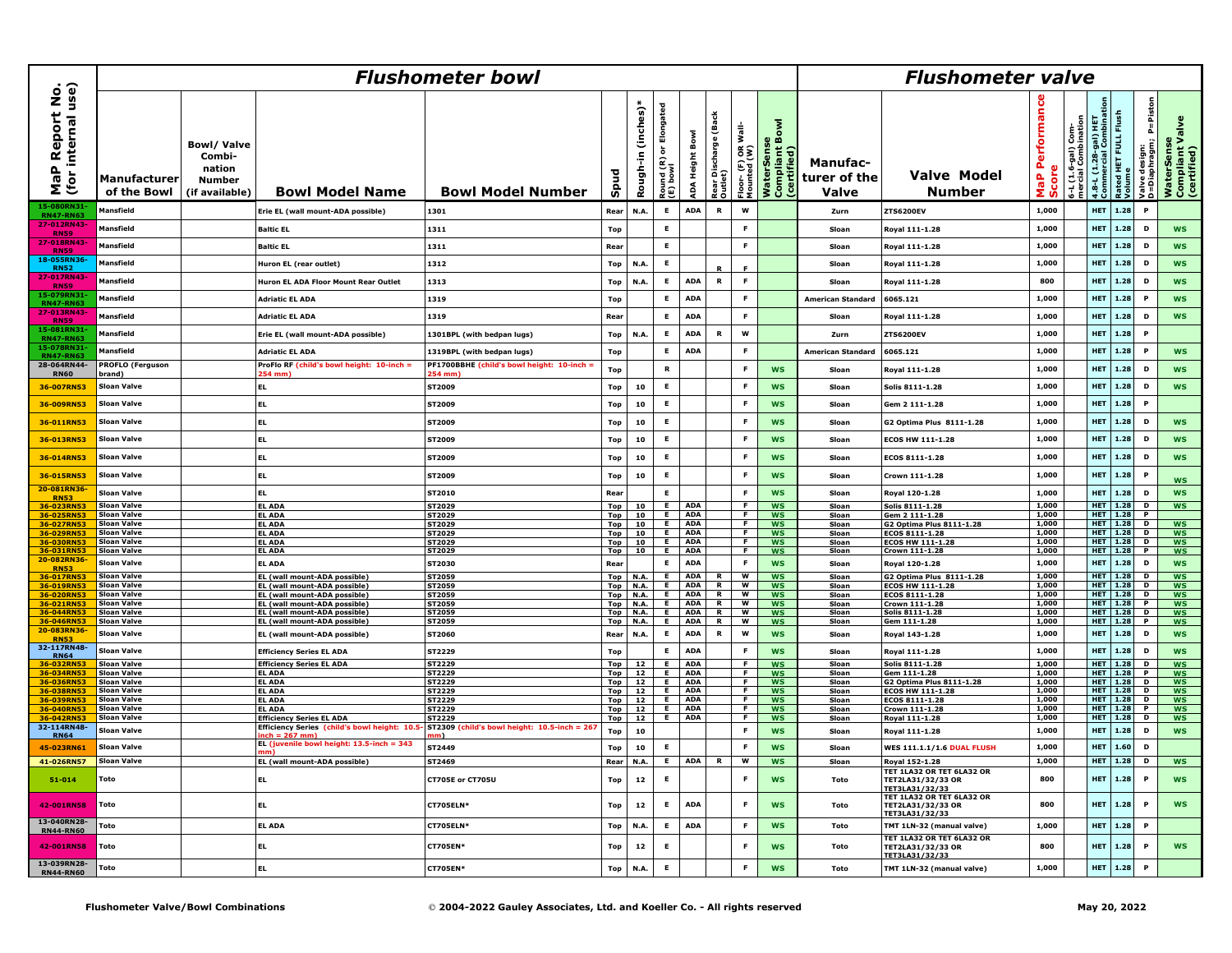| MaP Report No. (for internal use) | Flushometer bowl | | | | | | | | | | | | Flushometer valve | | | | | | | |
|---|---|---|---|---|---|---|---|---|---|---|---|---|---|---|---|---|---|---|---|---|
| | Manufacturer of the Bowl | Bowl/ Valve Combi-nation Number (if available) | Bowl Model Name | Bowl Model Number | Spud | Rough-in (inches)* | Round (R) or Elongated (E) bowl | ADA Height Bowl | Rear Discharge (Back Outlet) | Floor- (F) OR Wall-Mounted (W) | WaterSense Compliant Bowl (certified) | Manufac-turer of the Valve | Valve Model Number | MaP Performance Score | 6-L (1.6-gal) Com-mercial Combination | 4.8-L (1.28-gal) HET Commercial Combination | Rated HET FULL Flush Volume | Valve design: D=Diaphragm; P=Piston | WaterSense Compliant Valve (certified) |
| 15-080RN31-RN47-RN63 | Mansfield | | Erie EL (wall mount-ADA possible) | 1301 | Rear | N.A. | E | ADA | R | W | | Zurn | ZTS6200EV | 1,000 | | HET | 1.28 | P | |
| 27-012RN43-RN59 | Mansfield | | Baltic EL | 1311 | Top | | E | | | F | | Sloan | Royal 111-1.28 | 1,000 | | HET | 1.28 | D | WS |
| 27-018RN43-RN59 | Mansfield | | Baltic EL | 1311 | Rear | | E | | | F | | Sloan | Royal 111-1.28 | 1,000 | | HET | 1.28 | D | WS |
| 18-055RN36-RN52 | Mansfield | | Huron EL (rear outlet) | 1312 | Top | N.A. | E | | R | F | | Sloan | Royal 111-1.28 | 1,000 | | HET | 1.28 | D | WS |
| 27-017RN43-RN59 | Mansfield | | Huron EL ADA Floor Mount Rear Outlet | 1313 | Top | N.A. | E | ADA | R | F | | Sloan | Royal 111-1.28 | 800 | | HET | 1.28 | D | WS |
| 15-079RN31-RN47-RN63 | Mansfield | | Adriatic EL ADA | 1319 | Top | | E | ADA | | F | | American Standard | 6065.121 | 1,000 | | HET | 1.28 | P | WS |
| 27-013RN43-RN59 | Mansfield | | Adriatic EL ADA | 1319 | Rear | | E | ADA | | F | | Sloan | Royal 111-1.28 | 1,000 | | HET | 1.28 | D | WS |
| 15-081RN31-RN47-RN63 | Mansfield | | Erie EL (wall mount-ADA possible) | 1301BPL (with bedpan lugs) | Top | N.A. | E | ADA | R | W | | Zurn | ZTS6200EV | 1,000 | | HET | 1.28 | P | |
| 15-078RN31-RN47-RN63 | Mansfield | | Adriatic EL ADA | 1319BPL (with bedpan lugs) | Top | | E | ADA | | F | | American Standard | 6065.121 | 1,000 | | HET | 1.28 | P | WS |
| 28-064RN44-RN60 | PROFLO (Ferguson brand) | | ProFlo RF (child's bowl height: 10-inch = 254 mm) | PF1700BBHE (child's bowl height: 10-inch = 254 mm) | Top | | R | | | F | WS | Sloan | Royal 111-1.28 | 1,000 | | HET | 1.28 | D | WS |
| 36-007RN53 | Sloan Valve | | EL | ST2009 | Top | 10 | E | | | F | WS | Sloan | Solis 8111-1.28 | 1,000 | | HET | 1.28 | D | WS |
| 36-009RN53 | Sloan Valve | | EL | ST2009 | Top | 10 | E | | | F | WS | Sloan | Gem 2 111-1.28 | 1,000 | | HET | 1.28 | P | |
| 36-011RN53 | Sloan Valve | | EL | ST2009 | Top | 10 | E | | | F | WS | Sloan | G2 Optima Plus 8111-1.28 | 1,000 | | HET | 1.28 | D | WS |
| 36-013RN53 | Sloan Valve | | EL | ST2009 | Top | 10 | E | | | F | WS | Sloan | ECOS HW 111-1.28 | 1,000 | | HET | 1.28 | D | WS |
| 36-014RN53 | Sloan Valve | | EL | ST2009 | Top | 10 | E | | | F | WS | Sloan | ECOS 8111-1.28 | 1,000 | | HET | 1.28 | D | WS |
| 36-015RN53 | Sloan Valve | | EL | ST2009 | Top | 10 | E | | | F | WS | Sloan | Crown 111-1.28 | 1,000 | | HET | 1.28 | P | WS |
| 20-081RN36-RN53 | Sloan Valve | | EL | ST2010 | Rear | | E | | | F | WS | Sloan | Royal 120-1.28 | 1,000 | | HET | 1.28 | D | WS |
| 36-023RN53 | Sloan Valve | | EL ADA | ST2029 | Top | 10 | E | ADA | | F | WS | Sloan | Solis 8111-1.28 | 1,000 | | HET | 1.28 | D | WS |
| 36-025RN53 | Sloan Valve | | EL ADA | ST2029 | Top | 10 | E | ADA | | F | WS | Sloan | Gem 2 111-1.28 | 1,000 | | HET | 1.28 | P | |
| 36-027RN53 | Sloan Valve | | EL ADA | ST2029 | Top | 10 | E | ADA | | F | WS | Sloan | G2 Optima Plus 8111-1.28 | 1,000 | | HET | 1.28 | D | WS |
| 36-029RN53 | Sloan Valve | | EL ADA | ST2029 | Top | 10 | E | ADA | | F | WS | Sloan | ECOS 8111-1.28 | 1,000 | | HET | 1.28 | D | WS |
| 36-030RN53 | Sloan Valve | | EL ADA | ST2029 | Top | 10 | E | ADA | | F | WS | Sloan | ECOS HW 111-1.28 | 1,000 | | HET | 1.28 | D | WS |
| 36-031RN53 | Sloan Valve | | EL ADA | ST2029 | Top | 10 | E | ADA | | F | WS | Sloan | Crown 111-1.28 | 1,000 | | HET | 1.28 | P | WS |
| 20-082RN36-RN53 | Sloan Valve | | EL ADA | ST2030 | Rear | | E | ADA | | F | WS | Sloan | Royal 120-1.28 | 1,000 | | HET | 1.28 | D | WS |
| 36-017RN53 | Sloan Valve | | EL (wall mount-ADA possible) | ST2059 | Top | N.A. | E | ADA | R | W | WS | Sloan | G2 Optima Plus 8111-1.28 | 1,000 | | HET | 1.28 | D | WS |
| 36-019RN53 | Sloan Valve | | EL (wall mount-ADA possible) | ST2059 | Top | N.A. | E | ADA | R | W | WS | Sloan | ECOS HW 111-1.28 | 1,000 | | HET | 1.28 | D | WS |
| 36-020RN53 | Sloan Valve | | EL (wall mount-ADA possible) | ST2059 | Top | N.A. | E | ADA | R | W | WS | Sloan | ECOS 8111-1.28 | 1,000 | | HET | 1.28 | D | WS |
| 36-021RN53 | Sloan Valve | | EL (wall mount-ADA possible) | ST2059 | Top | N.A. | E | ADA | R | W | WS | Sloan | Crown 111-1.28 | 1,000 | | HET | 1.28 | P | WS |
| 36-044RN53 | Sloan Valve | | EL (wall mount-ADA possible) | ST2059 | Top | N.A. | E | ADA | R | W | WS | Sloan | Solis 8111-1.28 | 1,000 | | HET | 1.28 | D | WS |
| 36-046RN53 | Sloan Valve | | EL (wall mount-ADA possible) | ST2059 | Top | N.A. | E | ADA | R | W | WS | Sloan | Gem 111-1.28 | 1,000 | | HET | 1.28 | P | WS |
| 20-083RN36-RN53 | Sloan Valve | | EL (wall mount-ADA possible) | ST2060 | Rear | N.A. | E | ADA | R | W | WS | Sloan | Royal 143-1.28 | 1,000 | | HET | 1.28 | D | WS |
| 32-117RN48-RN64 | Sloan Valve | | Efficiency Series EL ADA | ST2229 | Top | | E | ADA | | F | WS | Sloan | Royal 111-1.28 | 1,000 | | HET | 1.28 | D | WS |
| 36-032RN53 | Sloan Valve | | Efficiency Series EL ADA | ST2229 | Top | 12 | E | ADA | | F | WS | Sloan | Solis 8111-1.28 | 1,000 | | HET | 1.28 | D | WS |
| 36-034RN53 | Sloan Valve | | EL ADA | ST2229 | Top | 12 | E | ADA | | F | WS | Sloan | Gem 111-1.28 | 1,000 | | HET | 1.28 | P | WS |
| 36-036RN53 | Sloan Valve | | EL ADA | ST2229 | Top | 12 | E | ADA | | F | WS | Sloan | G2 Optima Plus 8111-1.28 | 1,000 | | HET | 1.28 | D | WS |
| 36-038RN53 | Sloan Valve | | EL ADA | ST2229 | Top | 12 | E | ADA | | F | WS | Sloan | ECOS HW 111-1.28 | 1,000 | | HET | 1.28 | D | WS |
| 36-039RN53 | Sloan Valve | | EL ADA | ST2229 | Top | 12 | E | ADA | | F | WS | Sloan | ECOS 8111-1.28 | 1,000 | | HET | 1.28 | D | WS |
| 36-040RN53 | Sloan Valve | | EL ADA | ST2229 | Top | 12 | E | ADA | | F | WS | Sloan | Crown 111-1.28 | 1,000 | | HET | 1.28 | P | WS |
| 36-042RN53 | Sloan Valve | | Efficiency Series EL ADA | ST2229 | Top | 12 | E | ADA | | F | WS | Sloan | Royal 111-1.28 | 1,000 | | HET | 1.28 | D | WS |
| 32-114RN48-RN64 | Sloan Valve | | Efficiency Series (child's bowl height: 10.5-inch = 267 mm) | ST2309 (child's bowl height: 10.5-inch = 267 mm) | Top | 10 | | | | F | WS | Sloan | Royal 111-1.28 | 1,000 | | HET | 1.28 | D | WS |
| 45-023RN61 | Sloan Valve | | EL (juvenile bowl height: 13.5-inch = 343 mm) | ST2449 | Top | 10 | E | | | F | WS | Sloan | WES 111.1.1/1.6 DUAL FLUSH | 1,000 | | HET | 1.60 | D | |
| 41-026RN57 | Sloan Valve | | EL (wall mount-ADA possible) | ST2469 | Rear | N.A. | E | ADA | R | W | WS | Sloan | Royal 152-1.28 | 1,000 | | HET | 1.28 | D | WS |
| 51-014 | Toto | | EL | CT705E or CT705U | Top | 12 | E | | | F | WS | Toto | TET 1LA32 OR TET 6LA32 OR TET2LA31/32/33 OR TET3LA31/32/33 | 800 | | HET | 1.28 | P | WS |
| 42-001RN58 | Toto | | EL | CT705ELN* | Top | 12 | E | ADA | | F | WS | Toto | TET 1LA32 OR TET 6LA32 OR TET2LA31/32/33 OR TET3LA31/32/33 | 800 | | HET | 1.28 | P | WS |
| 13-040RN28-RN44-RN60 | Toto | | EL ADA | CT705ELN* | Top | N.A. | E | ADA | | F | WS | Toto | TMT 1LN-32 (manual valve) | 1,000 | | HET | 1.28 | P | |
| 42-001RN58 | Toto | | EL | CT705EN* | Top | 12 | E | | | F | WS | Toto | TET 1LA32 OR TET 6LA32 OR TET2LA31/32/33 OR TET3LA31/32/33 | 800 | | HET | 1.28 | P | WS |
| 13-039RN28-RN44-RN60 | Toto | | EL | CT705EN* | Top | N.A. | E | | | F | WS | Toto | TMT 1LN-32 (manual valve) | 1,000 | | HET | 1.28 | P | |

Flushometer Valve/Bowl Combinations © 2004-2022 Gauley Associates, Ltd. and Koeller Co. - All rights reserved May 20, 2022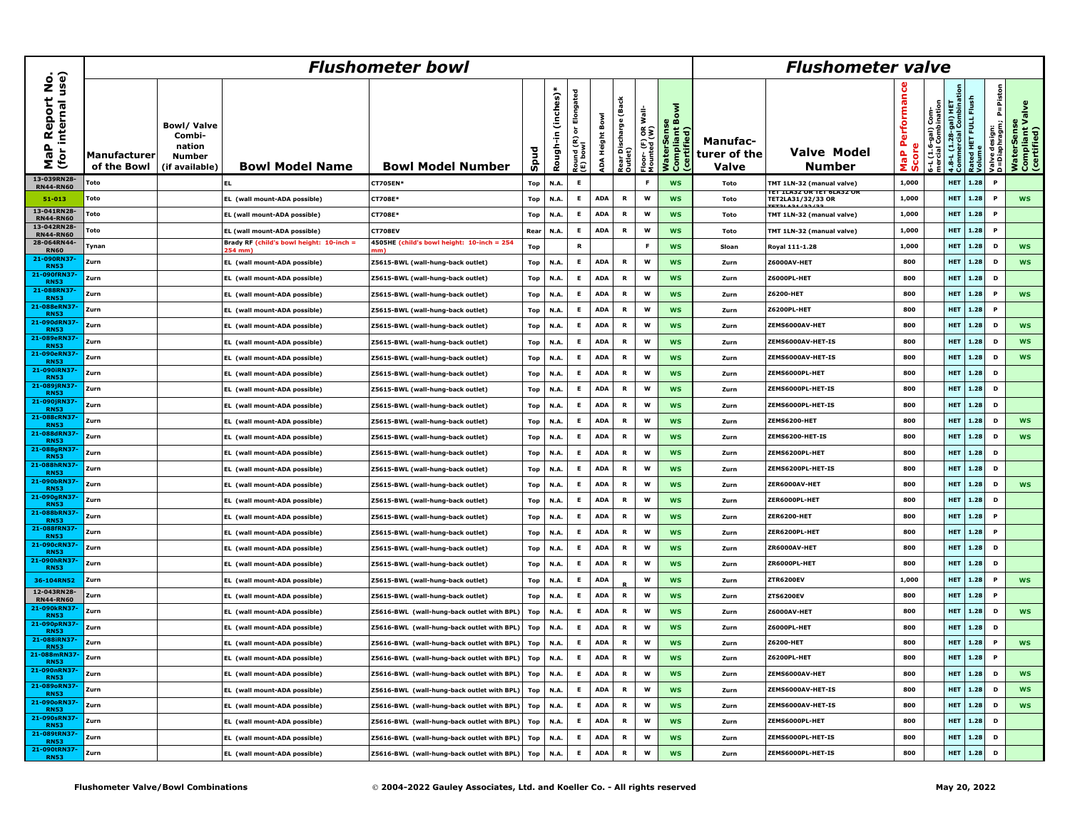| MaP Report No. (for internal use) | Flushometer bowl | | | | | | | | | | | | Flushometer valve | | | | | | | | |
|---|---|---|---|---|---|---|---|---|---|---|---|---|---|---|---|---|---|---|---|---|---|
| | Manufacturer of the Bowl | Bowl/ Valve Combi-nation Number (if available) | Bowl Model Name | Bowl Model Number | Spud | Rough-in (inches)* | Round (R) or Elongated (E) bowl | ADA Height Bowl | Rear Discharge (Back Outlet) | Floor- (F) OR Wall-Mounted (W) | WaterSense Compliant Bowl (certified) | Manufac-turer of the Valve | Valve Model Number | MaP Performance Score | 6-L (1.6-gal) Com-mercial Combination | 4.8-L (1.28-gal) HET Commercial Combination | Rated HET FULL Flush Volume | Valve design: D=Diaphragm; P=Piston | WaterSense Compliant Valve (certified) |
| 13-039RN28-RN44-RN60 | Toto | | EL | CT705EN* | Top | N.A. | E | | | F | WS | Toto | TMT 1LN-32 (manual valve) | 1,000 | | HET | 1.28 | P | |
| 51-013 | Toto | | EL (wall mount-ADA possible) | CT708E* | Top | N.A. | E | ADA | R | W | WS | Toto | TET 1LA32 OR TET 6LA32 OR TET2LA31/32/33 OR TET3LA31/32/33 | 1,000 | | HET | 1.28 | P | WS |
| 13-041RN28-RN44-RN60 | Toto | | EL (wall mount-ADA possible) | CT708E* | Top | N.A. | E | ADA | R | W | WS | Toto | TMT 1LN-32 (manual valve) | 1,000 | | HET | 1.28 | P | |
| 13-042RN28-RN44-RN60 | Toto | | EL (wall mount-ADA possible) | CT708EV | Rear | N.A. | E | ADA | R | W | WS | Toto | TMT 1LN-32 (manual valve) | 1,000 | | HET | 1.28 | P | |
| 28-064RN44-RN60 | Tynan | | Brady RF (child's bowl height: 10-inch = 254 mm) | 4505HE (child's bowl height: 10-inch = 254 mm) | Top | | R | | | F | WS | Sloan | Royal 111-1.28 | 1,000 | | HET | 1.28 | D | WS |
| 21-090RN37-RN53 | Zurn | | EL (wall mount-ADA possible) | Z5615-BWL (wall-hung-back outlet) | Top | N.A. | E | ADA | R | W | WS | Zurn | Z6000AV-HET | 800 | | HET | 1.28 | D | WS |
| 21-090fRN37-RN53 | Zurn | | EL (wall mount-ADA possible) | Z5615-BWL (wall-hung-back outlet) | Top | N.A. | E | ADA | R | W | WS | Zurn | Z6000PL-HET | 800 | | HET | 1.28 | D | |
| 21-088RN37-RN53 | Zurn | | EL (wall mount-ADA possible) | Z5615-BWL (wall-hung-back outlet) | Top | N.A. | E | ADA | R | W | WS | Zurn | Z6200-HET | 800 | | HET | 1.28 | P | WS |
| 21-088eRN37-RN53 | Zurn | | EL (wall mount-ADA possible) | Z5615-BWL (wall-hung-back outlet) | Top | N.A. | E | ADA | R | W | WS | Zurn | Z6200PL-HET | 800 | | HET | 1.28 | P | |
| 21-090dRN37-RN53 | Zurn | | EL (wall mount-ADA possible) | Z5615-BWL (wall-hung-back outlet) | Top | N.A. | E | ADA | R | W | WS | Zurn | ZEMS6000AV-HET | 800 | | HET | 1.28 | D | WS |
| 21-089eRN37-RN53 | Zurn | | EL (wall mount-ADA possible) | Z5615-BWL (wall-hung-back outlet) | Top | N.A. | E | ADA | R | W | WS | Zurn | ZEMS6000AV-HET-IS | 800 | | HET | 1.28 | D | WS |
| 21-090eRN37-RN53 | Zurn | | EL (wall mount-ADA possible) | Z5615-BWL (wall-hung-back outlet) | Top | N.A. | E | ADA | R | W | WS | Zurn | ZEMS6000AV-HET-IS | 800 | | HET | 1.28 | D | WS |
| 21-090iRN37-RN53 | Zurn | | EL (wall mount-ADA possible) | Z5615-BWL (wall-hung-back outlet) | Top | N.A. | E | ADA | R | W | WS | Zurn | ZEMS6000PL-HET | 800 | | HET | 1.28 | D | |
| 21-089jRN37-RN53 | Zurn | | EL (wall mount-ADA possible) | Z5615-BWL (wall-hung-back outlet) | Top | N.A. | E | ADA | R | W | WS | Zurn | ZEMS6000PL-HET-IS | 800 | | HET | 1.28 | D | |
| 21-090jRN37-RN53 | Zurn | | EL (wall mount-ADA possible) | Z5615-BWL (wall-hung-back outlet) | Top | N.A. | E | ADA | R | W | WS | Zurn | ZEMS6000PL-HET-IS | 800 | | HET | 1.28 | D | |
| 21-088cRN37-RN53 | Zurn | | EL (wall mount-ADA possible) | Z5615-BWL (wall-hung-back outlet) | Top | N.A. | E | ADA | R | W | WS | Zurn | ZEMS6200-HET | 800 | | HET | 1.28 | D | WS |
| 21-088dRN37-RN53 | Zurn | | EL (wall mount-ADA possible) | Z5615-BWL (wall-hung-back outlet) | Top | N.A. | E | ADA | R | W | WS | Zurn | ZEMS6200-HET-IS | 800 | | HET | 1.28 | D | WS |
| 21-088gRN37-RN53 | Zurn | | EL (wall mount-ADA possible) | Z5615-BWL (wall-hung-back outlet) | Top | N.A. | E | ADA | R | W | WS | Zurn | ZEMS6200PL-HET | 800 | | HET | 1.28 | D | |
| 21-088hRN37-RN53 | Zurn | | EL (wall mount-ADA possible) | Z5615-BWL (wall-hung-back outlet) | Top | N.A. | E | ADA | R | W | WS | Zurn | ZEMS6200PL-HET-IS | 800 | | HET | 1.28 | D | |
| 21-090bRN37-RN53 | Zurn | | EL (wall mount-ADA possible) | Z5615-BWL (wall-hung-back outlet) | Top | N.A. | E | ADA | R | W | WS | Zurn | ZER6000AV-HET | 800 | | HET | 1.28 | D | WS |
| 21-090gRN37-RN53 | Zurn | | EL (wall mount-ADA possible) | Z5615-BWL (wall-hung-back outlet) | Top | N.A. | E | ADA | R | W | WS | Zurn | ZER6000PL-HET | 800 | | HET | 1.28 | D | |
| 21-088bRN37-RN53 | Zurn | | EL (wall mount-ADA possible) | Z5615-BWL (wall-hung-back outlet) | Top | N.A. | E | ADA | R | W | WS | Zurn | ZER6200-HET | 800 | | HET | 1.28 | P | |
| 21-088fRN37-RN53 | Zurn | | EL (wall mount-ADA possible) | Z5615-BWL (wall-hung-back outlet) | Top | N.A. | E | ADA | R | W | WS | Zurn | ZER6200PL-HET | 800 | | HET | 1.28 | P | |
| 21-090cRN37-RN53 | Zurn | | EL (wall mount-ADA possible) | Z5615-BWL (wall-hung-back outlet) | Top | N.A. | E | ADA | R | W | WS | Zurn | ZR6000AV-HET | 800 | | HET | 1.28 | D | |
| 21-090hRN37-RN53 | Zurn | | EL (wall mount-ADA possible) | Z5615-BWL (wall-hung-back outlet) | Top | N.A. | E | ADA | R | W | WS | Zurn | ZR6000PL-HET | 800 | | HET | 1.28 | D | |
| 36-104RN52 | Zurn | | EL (wall mount-ADA possible) | Z5615-BWL (wall-hung-back outlet) | Top | N.A. | E | ADA | R | W | WS | Zurn | ZTR6200EV | 1,000 | | HET | 1.28 | P | WS |
| 12-043RN28-RN44-RN60 | Zurn | | EL (wall mount-ADA possible) | Z5615-BWL (wall-hung-back outlet) | Top | N.A. | E | ADA | R | W | WS | Zurn | ZTS6200EV | 800 | | HET | 1.28 | P | |
| 21-090kRN37-RN53 | Zurn | | EL (wall mount-ADA possible) | Z5616-BWL (wall-hung-back outlet with BPL) | Top | N.A. | E | ADA | R | W | WS | Zurn | Z6000AV-HET | 800 | | HET | 1.28 | D | WS |
| 21-090pRN37-RN53 | Zurn | | EL (wall mount-ADA possible) | Z5616-BWL (wall-hung-back outlet with BPL) | Top | N.A. | E | ADA | R | W | WS | Zurn | Z6000PL-HET | 800 | | HET | 1.28 | D | |
| 21-088iRN37-RN53 | Zurn | | EL (wall mount-ADA possible) | Z5616-BWL (wall-hung-back outlet with BPL) | Top | N.A. | E | ADA | R | W | WS | Zurn | Z6200-HET | 800 | | HET | 1.28 | P | WS |
| 21-088mRN37-RN53 | Zurn | | EL (wall mount-ADA possible) | Z5616-BWL (wall-hung-back outlet with BPL) | Top | N.A. | E | ADA | R | W | WS | Zurn | Z6200PL-HET | 800 | | HET | 1.28 | P | |
| 21-090nRN37-RN53 | Zurn | | EL (wall mount-ADA possible) | Z5616-BWL (wall-hung-back outlet with BPL) | Top | N.A. | E | ADA | R | W | WS | Zurn | ZEMS6000AV-HET | 800 | | HET | 1.28 | D | WS |
| 21-089oRN37-RN53 | Zurn | | EL (wall mount-ADA possible) | Z5616-BWL (wall-hung-back outlet with BPL) | Top | N.A. | E | ADA | R | W | WS | Zurn | ZEMS6000AV-HET-IS | 800 | | HET | 1.28 | D | WS |
| 21-090oRN37-RN53 | Zurn | | EL (wall mount-ADA possible) | Z5616-BWL (wall-hung-back outlet with BPL) | Top | N.A. | E | ADA | R | W | WS | Zurn | ZEMS6000AV-HET-IS | 800 | | HET | 1.28 | D | WS |
| 21-090sRN37-RN53 | Zurn | | EL (wall mount-ADA possible) | Z5616-BWL (wall-hung-back outlet with BPL) | Top | N.A. | E | ADA | R | W | WS | Zurn | ZEMS6000PL-HET | 800 | | HET | 1.28 | D | |
| 21-089tRN37-RN53 | Zurn | | EL (wall mount-ADA possible) | Z5616-BWL (wall-hung-back outlet with BPL) | Top | N.A. | E | ADA | R | W | WS | Zurn | ZEMS6000PL-HET-IS | 800 | | HET | 1.28 | D | |
| 21-090tRN37-RN53 | Zurn | | EL (wall mount-ADA possible) | Z5616-BWL (wall-hung-back outlet with BPL) | Top | N.A. | E | ADA | R | W | WS | Zurn | ZEMS6000PL-HET-IS | 800 | | HET | 1.28 | D | |

Flushometer Valve/Bowl Combinations © 2004-2022 Gauley Associates, Ltd. and Koeller Co. - All rights reserved May 20, 2022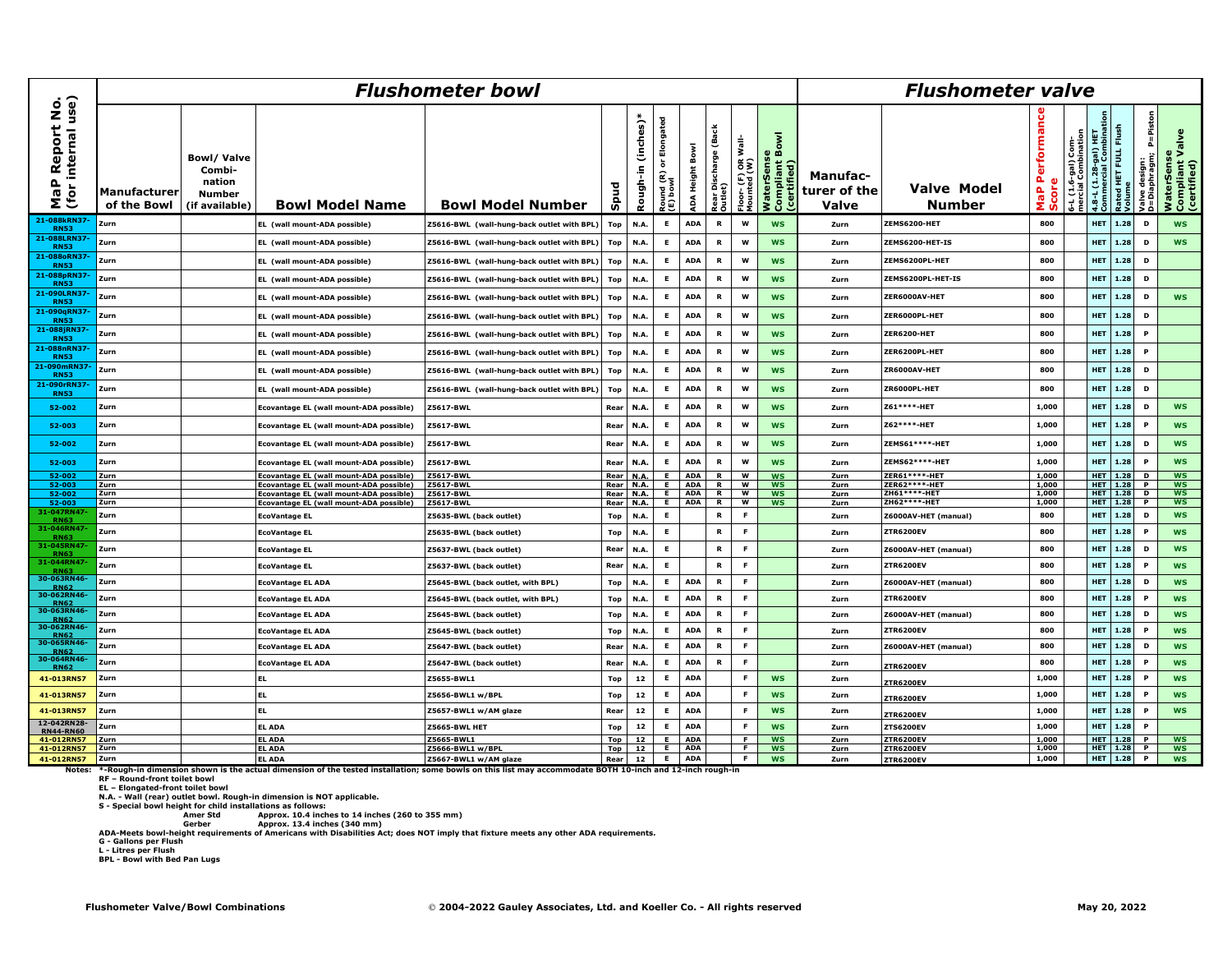| Flushometer bowl | | | | | | | | | | | | Flushometer valve | | | | | | | |
|---|---|---|---|---|---|---|---|---|---|---|---|---|---|---|---|---|---|---|---|
| MaP Report No. (for internal use) | Manufacturer of the Bowl | Bowl/ Valve Combi-nation Number (if available) | Bowl Model Name | Bowl Model Number | Spud | Rough-in (inches)* | Round (R) or Elongated (E) bowl | ADA Height Bowl | Rear Discharge (Back Outlet) | Floor- (F) OR Wall-Mounted (W) | WaterSense Compliant Bowl (Certified) | Manufac-turer of the Valve | Valve Model Number | MaP Performance Score | 6-L (1.6-gal) Commercial Combination | 4.8-L (1.28-gal) HET Commercial Combination | Rated HET FULL Flush Volume | Valve design: D=Diaphragm; P=Piston | WaterSense Compliant Valve (Certified) |
| 21-088kRN37-RN53 | Zurn | | EL (wall mount-ADA possible) | Z5616-BWL (wall-hung-back outlet with BPL) | Top | N.A. | E | ADA | R | W | WS | Zurn | ZEMS6200-HET | 800 | | HET | 1.28 | D | WS |
| 21-088LRN37-RN53 | Zurn | | EL (wall mount-ADA possible) | Z5616-BWL (wall-hung-back outlet with BPL) | Top | N.A. | E | ADA | R | W | WS | Zurn | ZEMS6200-HET-IS | 800 | | HET | 1.28 | D | WS |
| 21-088oRN37-RN53 | Zurn | | EL (wall mount-ADA possible) | Z5616-BWL (wall-hung-back outlet with BPL) | Top | N.A. | E | ADA | R | W | WS | Zurn | ZEMS6200PL-HET | 800 | | HET | 1.28 | D | |
| 21-088pRN37-RN53 | Zurn | | EL (wall mount-ADA possible) | Z5616-BWL (wall-hung-back outlet with BPL) | Top | N.A. | E | ADA | R | W | WS | Zurn | ZEMS6200PL-HET-IS | 800 | | HET | 1.28 | D | |
| 21-090LRN37-RN53 | Zurn | | EL (wall mount-ADA possible) | Z5616-BWL (wall-hung-back outlet with BPL) | Top | N.A. | E | ADA | R | W | WS | Zurn | ZER6000AV-HET | 800 | | HET | 1.28 | D | WS |
| 21-090qRN37-RN53 | Zurn | | EL (wall mount-ADA possible) | Z5616-BWL (wall-hung-back outlet with BPL) | Top | N.A. | E | ADA | R | W | WS | Zurn | ZER6000PL-HET | 800 | | HET | 1.28 | D | |
| 21-088jRN37-RN53 | Zurn | | EL (wall mount-ADA possible) | Z5616-BWL (wall-hung-back outlet with BPL) | Top | N.A. | E | ADA | R | W | WS | Zurn | ZER6200-HET | 800 | | HET | 1.28 | P | |
| 21-088nRN37-RN53 | Zurn | | EL (wall mount-ADA possible) | Z5616-BWL (wall-hung-back outlet with BPL) | Top | N.A. | E | ADA | R | W | WS | Zurn | ZER6200PL-HET | 800 | | HET | 1.28 | P | |
| 21-090mRN37-RN53 | Zurn | | EL (wall mount-ADA possible) | Z5616-BWL (wall-hung-back outlet with BPL) | Top | N.A. | E | ADA | R | W | WS | Zurn | ZR6000AV-HET | 800 | | HET | 1.28 | D | |
| 21-090rRN37-RN53 | Zurn | | EL (wall mount-ADA possible) | Z5616-BWL (wall-hung-back outlet with BPL) | Top | N.A. | E | ADA | R | W | WS | Zurn | ZR6000PL-HET | 800 | | HET | 1.28 | D | |
| 52-002 | Zurn | | Ecovantage EL (wall mount-ADA possible) | Z5617-BWL | Rear | N.A. | E | ADA | R | W | WS | Zurn | Z61****-HET | 1,000 | | HET | 1.28 | D | WS |
| 52-003 | Zurn | | Ecovantage EL (wall mount-ADA possible) | Z5617-BWL | Rear | N.A. | E | ADA | R | W | WS | Zurn | Z62****-HET | 1,000 | | HET | 1.28 | P | WS |
| 52-002 | Zurn | | Ecovantage EL (wall mount-ADA possible) | Z5617-BWL | Rear | N.A. | E | ADA | R | W | WS | Zurn | ZEMS61****-HET | 1,000 | | HET | 1.28 | D | WS |
| 52-003 | Zurn | | Ecovantage EL (wall mount-ADA possible) | Z5617-BWL | Rear | N.A. | E | ADA | R | W | WS | Zurn | ZEMS62****-HET | 1,000 | | HET | 1.28 | P | WS |
| 52-002 | Zurn | | Ecovantage EL (wall mount-ADA possible) | Z5617-BWL | Rear | N.A. | E | ADA | R | W | WS | Zurn | ZER61****-HET | 1,000 | | HET | 1.28 | D | WS |
| 52-003 | Zurn | | Ecovantage EL (wall mount-ADA possible) | Z5617-BWL | Rear | N.A. | E | ADA | R | W | WS | Zurn | ZER62****-HET | 1,000 | | HET | 1.28 | P | WS |
| 52-002 | Zurn | | Ecovantage EL (wall mount-ADA possible) | Z5617-BWL | Rear | N.A. | E | ADA | R | W | WS | Zurn | ZH61****-HET | 1,000 | | HET | 1.28 | D | WS |
| 52-003 | Zurn | | Ecovantage EL (wall mount-ADA possible) | Z5617-BWL | Rear | N.A. | E | ADA | R | W | WS | Zurn | ZH62****-HET | 1,000 | | HET | 1.28 | P | WS |
| 31-047RN47-RN63 | Zurn | | EcoVantage EL | Z5635-BWL (back outlet) | Top | N.A. | E | | R | F | | Zurn | Z6000AV-HET (manual) | 800 | | HET | 1.28 | D | WS |
| 31-046RN47-RN63 | Zurn | | EcoVantage EL | Z5635-BWL (back outlet) | Top | N.A. | E | | R | F | | Zurn | ZTR6200EV | 800 | | HET | 1.28 | P | WS |
| 31-045RN47-RN63 | Zurn | | EcoVantage EL | Z5637-BWL (back outlet) | Rear | N.A. | E | | R | F | | Zurn | Z6000AV-HET (manual) | 800 | | HET | 1.28 | D | WS |
| 31-044RN47-RN63 | Zurn | | EcoVantage EL | Z5637-BWL (back outlet) | Rear | N.A. | E | | R | F | | Zurn | ZTR6200EV | 800 | | HET | 1.28 | P | WS |
| 30-063RN46-RN62 | Zurn | | EcoVantage EL ADA | Z5645-BWL (back outlet, with BPL) | Top | N.A. | E | ADA | R | F | | Zurn | Z6000AV-HET (manual) | 800 | | HET | 1.28 | D | WS |
| 30-062RN46-RN62 | Zurn | | EcoVantage EL ADA | Z5645-BWL (back outlet, with BPL) | Top | N.A. | E | ADA | R | F | | Zurn | ZTR6200EV | 800 | | HET | 1.28 | P | WS |
| 30-063RN46-RN62 | Zurn | | EcoVantage EL ADA | Z5645-BWL (back outlet) | Top | N.A. | E | ADA | R | F | | Zurn | Z6000AV-HET (manual) | 800 | | HET | 1.28 | D | WS |
| 30-062RN46-RN62 | Zurn | | EcoVantage EL ADA | Z5645-BWL (back outlet) | Top | N.A. | E | ADA | R | F | | Zurn | ZTR6200EV | 800 | | HET | 1.28 | P | WS |
| 30-065RN46-RN62 | Zurn | | EcoVantage EL ADA | Z5647-BWL (back outlet) | Rear | N.A. | E | ADA | R | F | | Zurn | Z6000AV-HET (manual) | 800 | | HET | 1.28 | D | WS |
| 30-064RN46-RN62 | Zurn | | EcoVantage EL ADA | Z5647-BWL (back outlet) | Rear | N.A. | E | ADA | R | F | | Zurn | ZTR6200EV | 800 | | HET | 1.28 | P | WS |
| 41-013RN57 | Zurn | | EL | Z5655-BWL1 | Top | 12 | E | ADA | | F | WS | Zurn | ZTR6200EV | 1,000 | | HET | 1.28 | P | WS |
| 41-013RN57 | Zurn | | EL | Z5656-BWL1 w/BPL | Top | 12 | E | ADA | | F | WS | Zurn | ZTR6200EV | 1,000 | | HET | 1.28 | P | WS |
| 41-013RN57 | Zurn | | EL | Z5657-BWL1 w/AM glaze | Rear | 12 | E | ADA | | F | WS | Zurn | ZTR6200EV | 1,000 | | HET | 1.28 | P | WS |
| 12-042RN28-RN44-RN60 | Zurn | | EL ADA | Z5665-BWL HET | Top | 12 | E | ADA | | F | WS | Zurn | ZTS6200EV | 1,000 | | HET | 1.28 | P | |
| 41-012RN57 | Zurn | | EL ADA | Z5665-BWL1 | Top | 12 | E | ADA | | F | WS | Zurn | ZTR6200EV | 1,000 | | HET | 1.28 | P | WS |
| 41-012RN57 | Zurn | | EL ADA | Z5666-BWL1 w/BPL | Top | 12 | E | ADA | | F | WS | Zurn | ZTR6200EV | 1,000 | | HET | 1.28 | P | WS |
| 41-012RN57 | Zurn | | EL ADA | Z5667-BWL1 w/AM glaze | Rear | 12 | E | ADA | | F | WS | Zurn | ZTR6200EV | 1,000 | | HET | 1.28 | P | WS |

**Notes:** *-Rough-in dimension shown is the actual dimension of the tested installation; some bowls on this list may accommodate BOTH 10-inch and 12-inch rough-in

RF – Round-front toilet bowl

EL – Elongated-front toilet bowl

N.A. - Wall (rear) outlet bowl. Rough-in dimension is NOT applicable.

S - Special bowl height for child installations as follows:

- Amer Std — Approx. 10.4 inches to 14 inches (260 to 355 mm)
- Gerber — Approx. 13.4 inches (340 mm)

ADA-Meets bowl-height requirements of Americans with Disabilities Act; does NOT imply that fixture meets any other ADA requirements.

G - Gallons per Flush

L - Litres per Flush

BPL - Bowl with Bed Pan Lugs